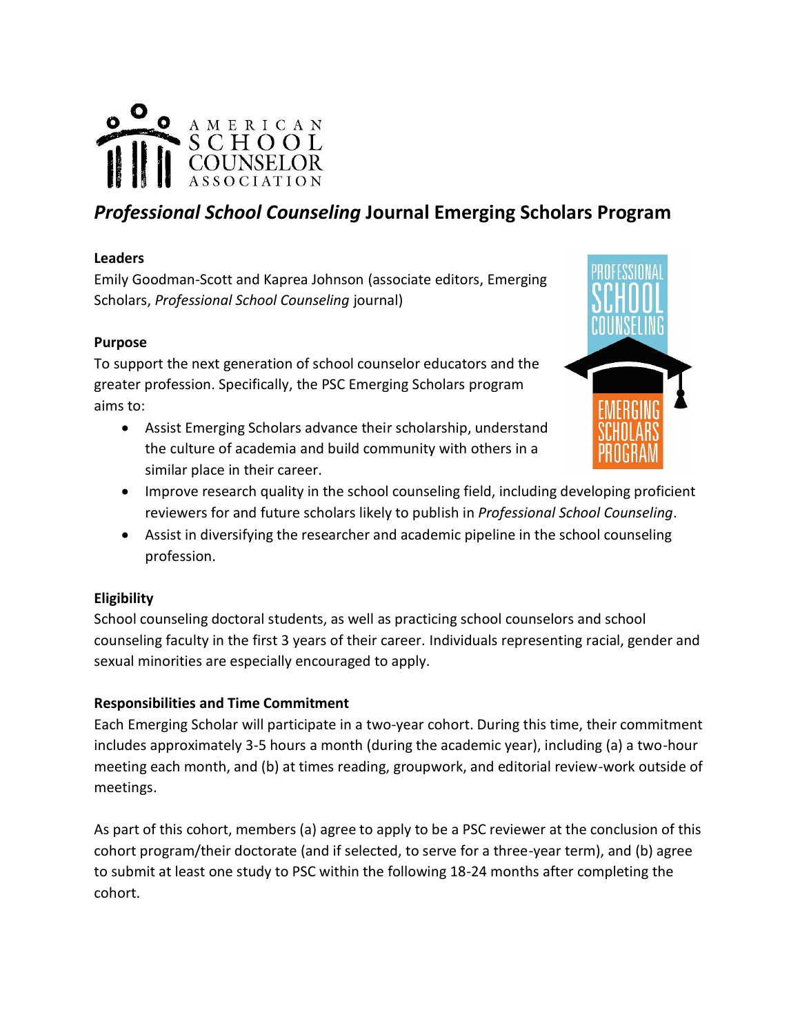# *Professional School Counseling* Journal Emerging Scholars Program

**Leaders**

Emily Goodman-Scott and Kaprea Johnson (associate editors, Emerging Scholars, *Professional School Counseling* journal)

**Purpose**

To support the next generation of school counselor educators and the greater profession. Specifically, the PSC Emerging Scholars program aims to:

- Assist Emerging Scholars advance their scholarship, understand the culture of academia and build community with others in a similar place in their career.
- Improve research quality in the school counseling field, including developing proficient reviewers for and future scholars likely to publish in *Professional School Counseling*.
- Assist in diversifying the researcher and academic pipeline in the school counseling profession.

**Eligibility**

School counseling doctoral students, as well as practicing school counselors and school counseling faculty in the first 3 years of their career. Individuals representing racial, gender and sexual minorities are especially encouraged to apply.

**Responsibilities and Time Commitment**

Each Emerging Scholar will participate in a two-year cohort. During this time, their commitment includes approximately 3-5 hours a month (during the academic year), including (a) a two-hour meeting each month, and (b) at times reading, groupwork, and editorial review-work outside of meetings.

As part of this cohort, members (a) agree to apply to be a PSC reviewer at the conclusion of this cohort program/their doctorate (and if selected, to serve for a three-year term), and (b) agree to submit at least one study to PSC within the following 18-24 months after completing the cohort.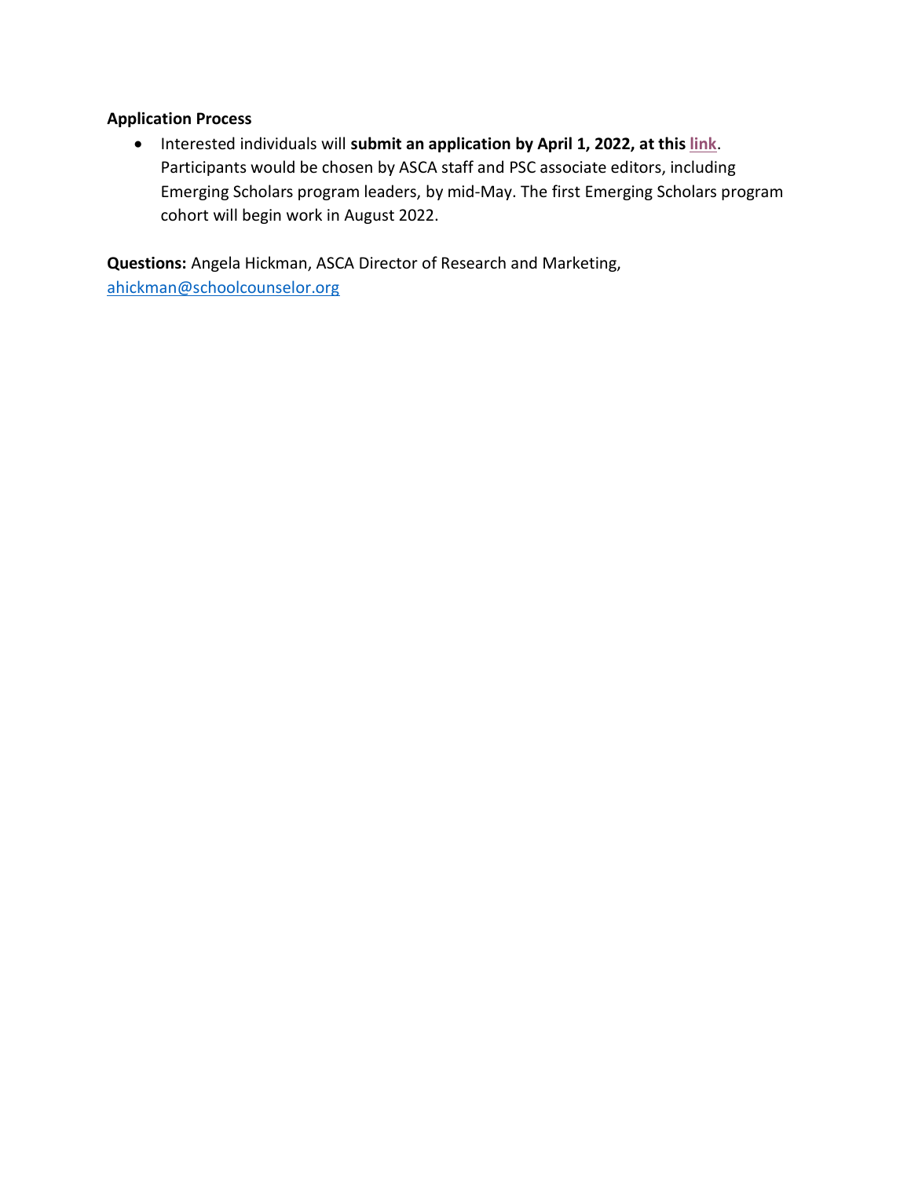**Application Process**

- Interested individuals will **submit an application by April 1, 2022, at this link**. Participants would be chosen by ASCA staff and PSC associate editors, including Emerging Scholars program leaders, by mid-May. The first Emerging Scholars program cohort will begin work in August 2022.

**Questions:** Angela Hickman, ASCA Director of Research and Marketing, ahickman@schoolcounselor.org